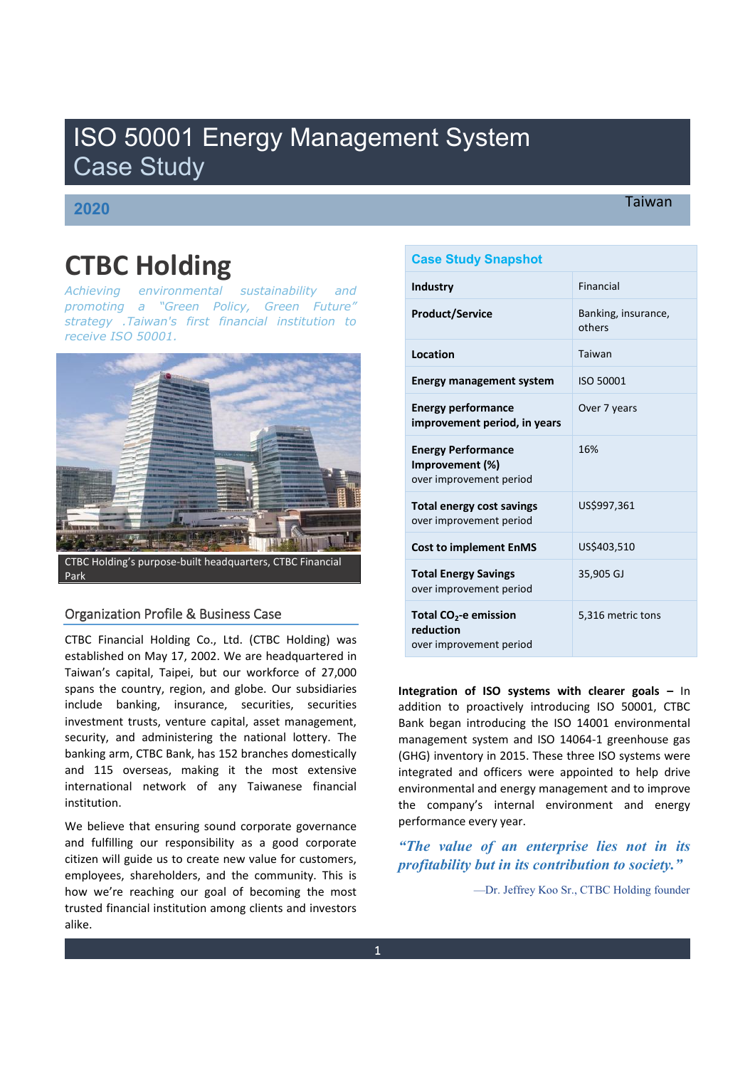# ISO 50001 Energy Management System Case Study

**2020** Taiwan

# CTBC Holding

*Achieving environmental sustainability and promoting a "Green Policy, Green Future" strategy .Taiwan's first financial institution to receive ISO 50001.*

CTBC Holding's purpose-built headquarters, CTBC Financial Park

## Organization Profile & Business Case

CTBC Financial Holding Co., Ltd. (CTBC Holding) was established on May 17, 2002. We are headquartered in Taiwan's capital, Taipei, but our workforce of 27,000 spans the country, region, and globe. Our subsidiaries include banking, insurance, securities, securities investment trusts, venture capital, asset management, security, and administering the national lottery. The banking arm, CTBC Bank, has 152 branches domestically and 115 overseas, making it the most extensive international network of any Taiwanese financial institution.

We believe that ensuring sound corporate governance and fulfilling our responsibility as a good corporate citizen will guide us to create new value for customers, employees, shareholders, and the community. This is how we're reaching our goal of becoming the most trusted financial institution among clients and investors alike.

| Case Study Snapshot | |
|---|---|
| **Industry** | Financial |
| **Product/Service** | Banking, insurance, others |
| **Location** | Taiwan |
| **Energy management system** | ISO 50001 |
| **Energy performance improvement period, in years** | Over 7 years |
| **Energy Performance Improvement (%)** over improvement period | 16% |
| **Total energy cost savings** over improvement period | US$997,361 |
| **Cost to implement EnMS** | US$403,510 |
| **Total Energy Savings** over improvement period | 35,905 GJ |
| **Total $CO_2$-e emission reduction** over improvement period | 5,316 metric tons |

**Integration of ISO systems with clearer goals –** In addition to proactively introducing ISO 50001, CTBC Bank began introducing the ISO 14001 environmental management system and ISO 14064-1 greenhouse gas (GHG) inventory in 2015. These three ISO systems were integrated and officers were appointed to help drive environmental and energy management and to improve the company's internal environment and energy performance every year.

***"The value of an enterprise lies not in its profitability but in its contribution to society."***

—Dr. Jeffrey Koo Sr., CTBC Holding founder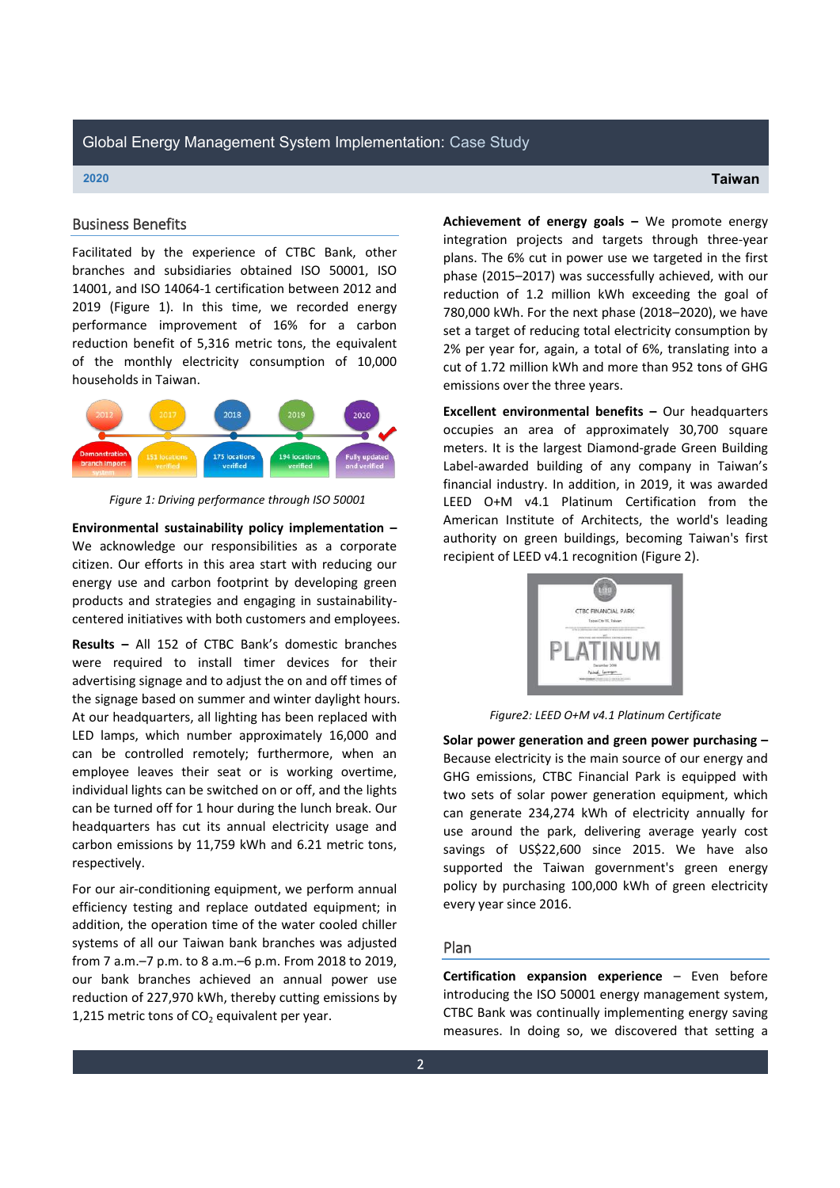## Business Benefits

Facilitated by the experience of CTBC Bank, other branches and subsidiaries obtained ISO 50001, ISO 14001, and ISO 14064-1 certification between 2012 and 2019 (Figure 1). In this time, we recorded energy performance improvement of 16% for a carbon reduction benefit of 5,316 metric tons, the equivalent of the monthly electricity consumption of 10,000 households in Taiwan.

*Figure 1: Driving performance through ISO 50001*

**Environmental sustainability policy implementation –** We acknowledge our responsibilities as a corporate citizen. Our efforts in this area start with reducing our energy use and carbon footprint by developing green products and strategies and engaging in sustainability-centered initiatives with both customers and employees.

**Results –** All 152 of CTBC Bank's domestic branches were required to install timer devices for their advertising signage and to adjust the on and off times of the signage based on summer and winter daylight hours. At our headquarters, all lighting has been replaced with LED lamps, which number approximately 16,000 and can be controlled remotely; furthermore, when an employee leaves their seat or is working overtime, individual lights can be switched on or off, and the lights can be turned off for 1 hour during the lunch break. Our headquarters has cut its annual electricity usage and carbon emissions by 11,759 kWh and 6.21 metric tons, respectively.

For our air-conditioning equipment, we perform annual efficiency testing and replace outdated equipment; in addition, the operation time of the water cooled chiller systems of all our Taiwan bank branches was adjusted from 7 a.m.–7 p.m. to 8 a.m.–6 p.m. From 2018 to 2019, our bank branches achieved an annual power use reduction of 227,970 kWh, thereby cutting emissions by 1,215 metric tons of $CO_2$ equivalent per year.

**Achievement of energy goals –** We promote energy integration projects and targets through three-year plans. The 6% cut in power use we targeted in the first phase (2015–2017) was successfully achieved, with our reduction of 1.2 million kWh exceeding the goal of 780,000 kWh. For the next phase (2018–2020), we have set a target of reducing total electricity consumption by 2% per year for, again, a total of 6%, translating into a cut of 1.72 million kWh and more than 952 tons of GHG emissions over the three years.

**Excellent environmental benefits –** Our headquarters occupies an area of approximately 30,700 square meters. It is the largest Diamond-grade Green Building Label-awarded building of any company in Taiwan's financial industry. In addition, in 2019, it was awarded LEED O+M v4.1 Platinum Certification from the American Institute of Architects, the world's leading authority on green buildings, becoming Taiwan's first recipient of LEED v4.1 recognition (Figure 2).

*Figure2: LEED O+M v4.1 Platinum Certificate*

**Solar power generation and green power purchasing –** Because electricity is the main source of our energy and GHG emissions, CTBC Financial Park is equipped with two sets of solar power generation equipment, which can generate 234,274 kWh of electricity annually for use around the park, delivering average yearly cost savings of US$22,600 since 2015. We have also supported the Taiwan government's green energy policy by purchasing 100,000 kWh of green electricity every year since 2016.

## Plan

**Certification expansion experience** – Even before introducing the ISO 50001 energy management system, CTBC Bank was continually implementing energy saving measures. In doing so, we discovered that setting a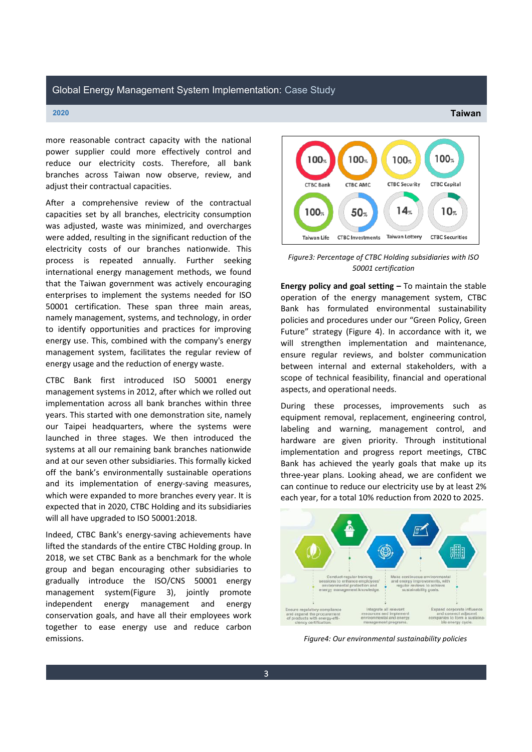more reasonable contract capacity with the national power supplier could more effectively control and reduce our electricity costs. Therefore, all bank branches across Taiwan now observe, review, and adjust their contractual capacities.

After a comprehensive review of the contractual capacities set by all branches, electricity consumption was adjusted, waste was minimized, and overcharges were added, resulting in the significant reduction of the electricity costs of our branches nationwide. This process is repeated annually. Further seeking international energy management methods, we found that the Taiwan government was actively encouraging enterprises to implement the systems needed for ISO 50001 certification. These span three main areas, namely management, systems, and technology, in order to identify opportunities and practices for improving energy use. This, combined with the company's energy management system, facilitates the regular review of energy usage and the reduction of energy waste.

CTBC Bank first introduced ISO 50001 energy management systems in 2012, after which we rolled out implementation across all bank branches within three years. This started with one demonstration site, namely our Taipei headquarters, where the systems were launched in three stages. We then introduced the systems at all our remaining bank branches nationwide and at our seven other subsidiaries. This formally kicked off the bank's environmentally sustainable operations and its implementation of energy-saving measures, which were expanded to more branches every year. It is expected that in 2020, CTBC Holding and its subsidiaries will all have upgraded to ISO 50001:2018.

Indeed, CTBC Bank's energy-saving achievements have lifted the standards of the entire CTBC Holding group. In 2018, we set CTBC Bank as a benchmark for the whole group and began encouraging other subsidiaries to gradually introduce the ISO/CNS 50001 energy management system(Figure 3), jointly promote independent energy management and energy conservation goals, and have all their employees work together to ease energy use and reduce carbon emissions.

| CTBC Bank | CTBC AMC | CTBC Security | CTBC Capital | Taiwan Life | CTBC Investments | Taiwan Lottery | CTBC Securities |
|---|---|---|---|---|---|---|---|
| 100% | 100% | 100% | 100% | 100% | 50% | 14% | 10% |

*Figure3: Percentage of CTBC Holding subsidiaries with ISO 50001 certification*

**Energy policy and goal setting –** To maintain the stable operation of the energy management system, CTBC Bank has formulated environmental sustainability policies and procedures under our "Green Policy, Green Future" strategy (Figure 4). In accordance with it, we will strengthen implementation and maintenance, ensure regular reviews, and bolster communication between internal and external stakeholders, with a scope of technical feasibility, financial and operational aspects, and operational needs.

During these processes, improvements such as equipment removal, replacement, engineering control, labeling and warning, management control, and hardware are given priority. Through institutional implementation and progress report meetings, CTBC Bank has achieved the yearly goals that make up its three-year plans. Looking ahead, we are confident we can continue to reduce our electricity use by at least 2% each year, for a total 10% reduction from 2020 to 2025.

- Conduct regular training sessions to enhance employees' environmental protection and energy management knowledge.
- Make continuous environmental and energy improvements, with regular reviews to achieve sustainability goals.
- Ensure regulatory compliance and expand the procurement of products with energy-efficiency certification.
- Integrate all relevant resources and implement environmental and energy management programs.
- Expand corporate influence and connect adjacent companies to form a sustainable energy cycle.

*Figure4: Our environmental sustainability policies*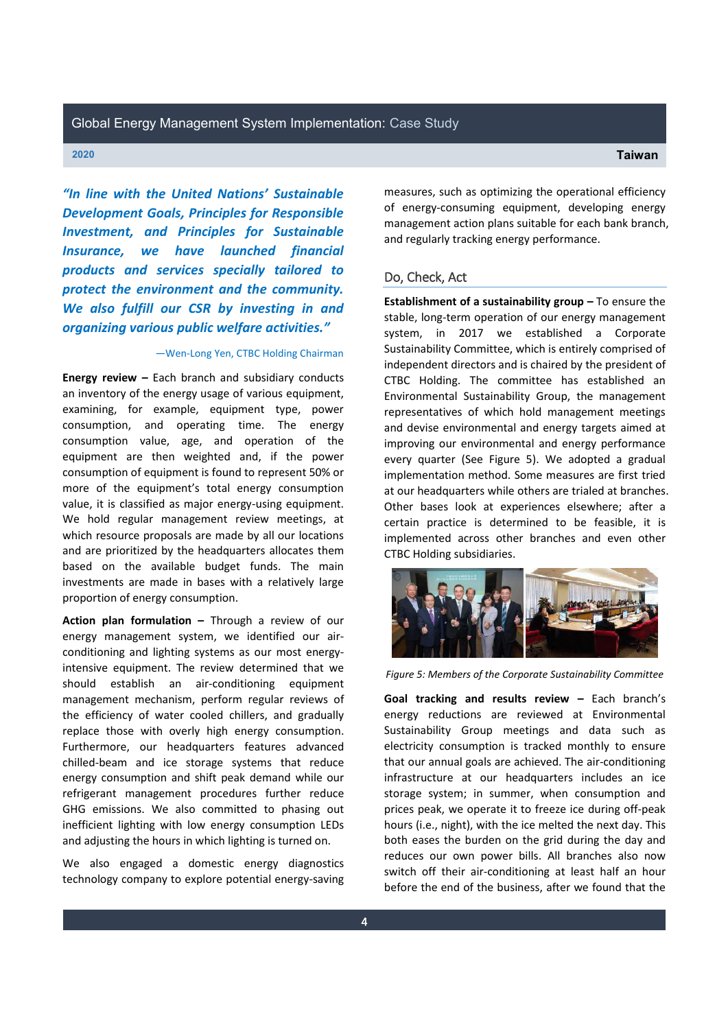*"In line with the United Nations' Sustainable Development Goals, Principles for Responsible Investment, and Principles for Sustainable Insurance, we have launched financial products and services specially tailored to protect the environment and the community. We also fulfill our CSR by investing in and organizing various public welfare activities."*

—Wen-Long Yen, CTBC Holding Chairman

**Energy review –** Each branch and subsidiary conducts an inventory of the energy usage of various equipment, examining, for example, equipment type, power consumption, and operating time. The energy consumption value, age, and operation of the equipment are then weighted and, if the power consumption of equipment is found to represent 50% or more of the equipment's total energy consumption value, it is classified as major energy-using equipment. We hold regular management review meetings, at which resource proposals are made by all our locations and are prioritized by the headquarters allocates them based on the available budget funds. The main investments are made in bases with a relatively large proportion of energy consumption.

**Action plan formulation –** Through a review of our energy management system, we identified our air-conditioning and lighting systems as our most energy-intensive equipment. The review determined that we should establish an air-conditioning equipment management mechanism, perform regular reviews of the efficiency of water cooled chillers, and gradually replace those with overly high energy consumption. Furthermore, our headquarters features advanced chilled-beam and ice storage systems that reduce energy consumption and shift peak demand while our refrigerant management procedures further reduce GHG emissions. We also committed to phasing out inefficient lighting with low energy consumption LEDs and adjusting the hours in which lighting is turned on.

We also engaged a domestic energy diagnostics technology company to explore potential energy-saving measures, such as optimizing the operational efficiency of energy-consuming equipment, developing energy management action plans suitable for each bank branch, and regularly tracking energy performance.

## Do, Check, Act

**Establishment of a sustainability group –** To ensure the stable, long-term operation of our energy management system, in 2017 we established a Corporate Sustainability Committee, which is entirely comprised of independent directors and is chaired by the president of CTBC Holding. The committee has established an Environmental Sustainability Group, the management representatives of which hold management meetings and devise environmental and energy targets aimed at improving our environmental and energy performance every quarter (See Figure 5). We adopted a gradual implementation method. Some measures are first tried at our headquarters while others are trialed at branches. Other bases look at experiences elsewhere; after a certain practice is determined to be feasible, it is implemented across other branches and even other CTBC Holding subsidiaries.

*Figure 5: Members of the Corporate Sustainability Committee*

**Goal tracking and results review –** Each branch's energy reductions are reviewed at Environmental Sustainability Group meetings and data such as electricity consumption is tracked monthly to ensure that our annual goals are achieved. The air-conditioning infrastructure at our headquarters includes an ice storage system; in summer, when consumption and prices peak, we operate it to freeze ice during off-peak hours (i.e., night), with the ice melted the next day. This both eases the burden on the grid during the day and reduces our own power bills. All branches also now switch off their air-conditioning at least half an hour before the end of the business, after we found that the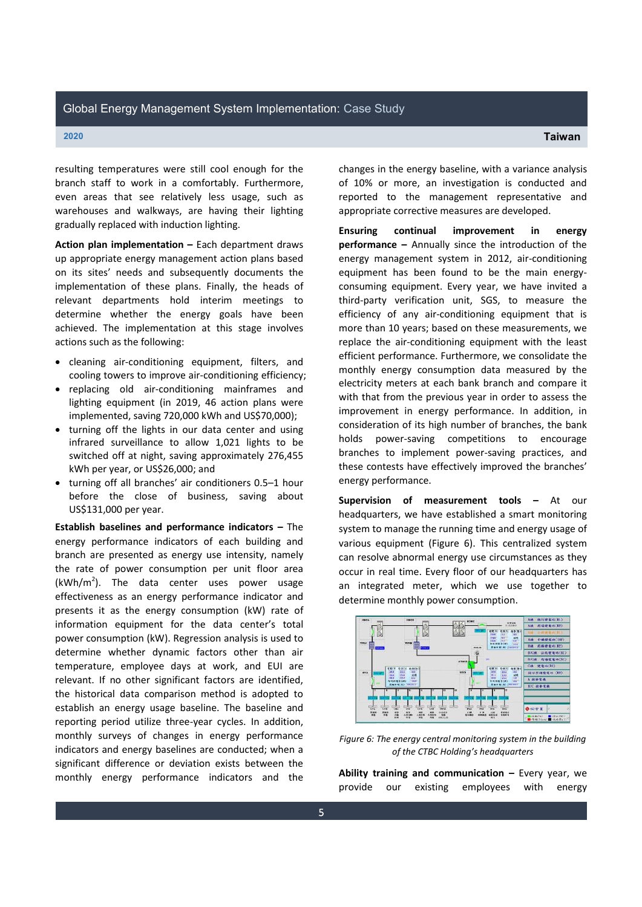resulting temperatures were still cool enough for the branch staff to work in a comfortably. Furthermore, even areas that see relatively less usage, such as warehouses and walkways, are having their lighting gradually replaced with induction lighting.

**Action plan implementation –** Each department draws up appropriate energy management action plans based on its sites' needs and subsequently documents the implementation of these plans. Finally, the heads of relevant departments hold interim meetings to determine whether the energy goals have been achieved. The implementation at this stage involves actions such as the following:

- cleaning air-conditioning equipment, filters, and cooling towers to improve air-conditioning efficiency;
- replacing old air-conditioning mainframes and lighting equipment (in 2019, 46 action plans were implemented, saving 720,000 kWh and US$70,000);
- turning off the lights in our data center and using infrared surveillance to allow 1,021 lights to be switched off at night, saving approximately 276,455 kWh per year, or US$26,000; and
- turning off all branches' air conditioners 0.5–1 hour before the close of business, saving about US$131,000 per year.

**Establish baselines and performance indicators –** The energy performance indicators of each building and branch are presented as energy use intensity, namely the rate of power consumption per unit floor area (kWh/m$^2$). The data center uses power usage effectiveness as an energy performance indicator and presents it as the energy consumption (kW) rate of information equipment for the data center's total power consumption (kW). Regression analysis is used to determine whether dynamic factors other than air temperature, employee days at work, and EUI are relevant. If no other significant factors are identified, the historical data comparison method is adopted to establish an energy usage baseline. The baseline and reporting period utilize three-year cycles. In addition, monthly surveys of changes in energy performance indicators and energy baselines are conducted; when a significant difference or deviation exists between the monthly energy performance indicators and the changes in the energy baseline, with a variance analysis of 10% or more, an investigation is conducted and reported to the management representative and appropriate corrective measures are developed.

**Ensuring continual improvement in energy performance –** Annually since the introduction of the energy management system in 2012, air-conditioning equipment has been found to be the main energy-consuming equipment. Every year, we have invited a third-party verification unit, SGS, to measure the efficiency of any air-conditioning equipment that is more than 10 years; based on these measurements, we replace the air-conditioning equipment with the least efficient performance. Furthermore, we consolidate the monthly energy consumption data measured by the electricity meters at each bank branch and compare it with that from the previous year in order to assess the improvement in energy performance. In addition, in consideration of its high number of branches, the bank holds power-saving competitions to encourage branches to implement power-saving practices, and these contests have effectively improved the branches' energy performance.

**Supervision of measurement tools –** At our headquarters, we have established a smart monitoring system to manage the running time and energy usage of various equipment (Figure 6). This centralized system can resolve abnormal energy use circumstances as they occur in real time. Every floor of our headquarters has an integrated meter, which we use together to determine monthly power consumption.

*Figure 6: The energy central monitoring system in the building of the CTBC Holding's headquarters*

**Ability training and communication –** Every year, we provide our existing employees with energy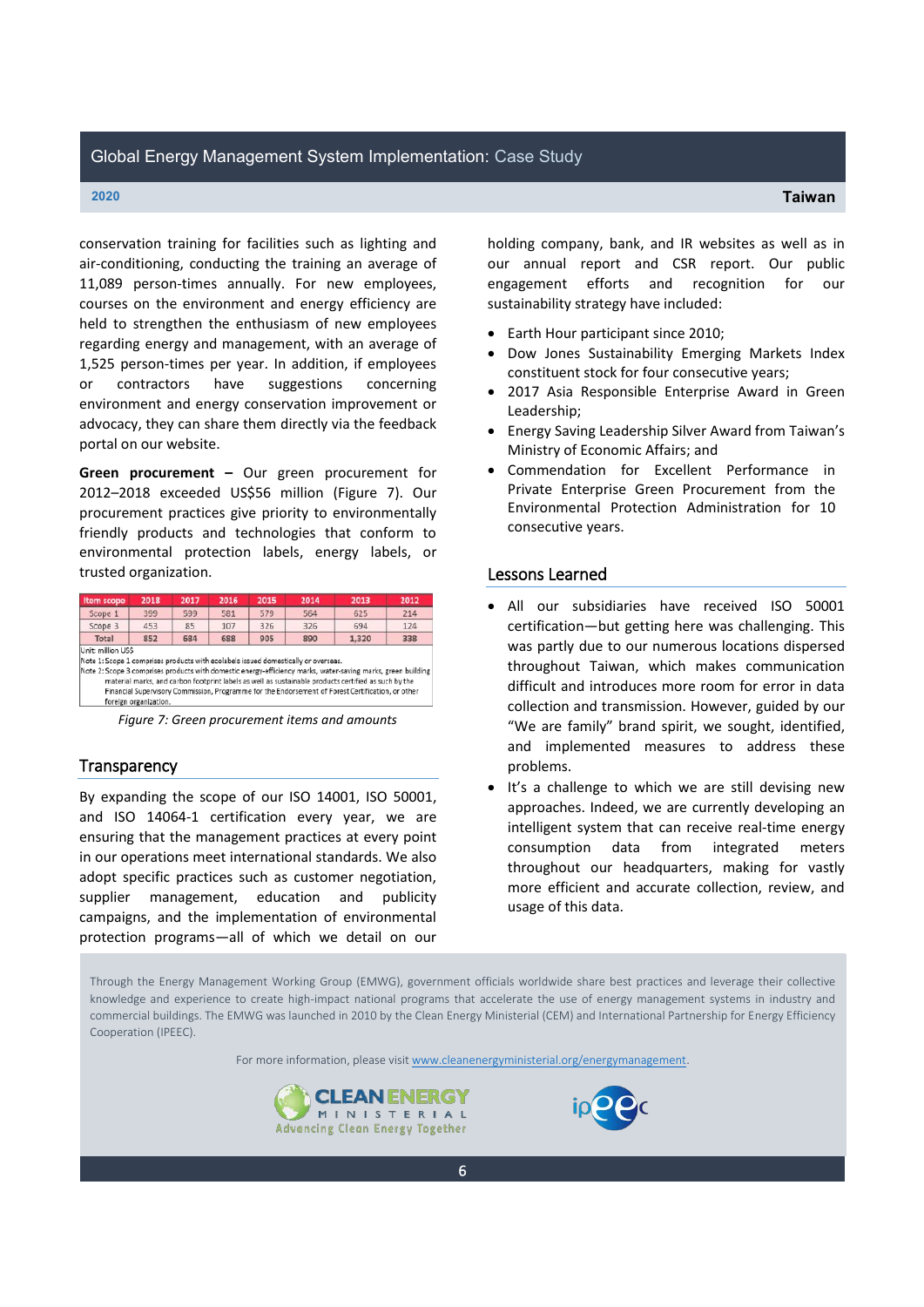conservation training for facilities such as lighting and air-conditioning, conducting the training an average of 11,089 person-times annually. For new employees, courses on the environment and energy efficiency are held to strengthen the enthusiasm of new employees regarding energy and management, with an average of 1,525 person-times per year. In addition, if employees or contractors have suggestions concerning environment and energy conservation improvement or advocacy, they can share them directly via the feedback portal on our website.

**Green procurement –** Our green procurement for 2012–2018 exceeded US$56 million (Figure 7). Our procurement practices give priority to environmentally friendly products and technologies that conform to environmental protection labels, energy labels, or trusted organization.

| Item scope | 2018 | 2017 | 2016 | 2015 | 2014 | 2013 | 2012 |
|---|---|---|---|---|---|---|---|
| Scope 1 | 399 | 599 | 581 | 579 | 564 | 625 | 214 |
| Scope 3 | 453 | 85 | 107 | 326 | 326 | 694 | 124 |
| Total | 852 | 684 | 688 | 905 | 890 | 1,320 | 338 |

Unit: million US$

Note 1: Scope 1 comprises products with ecolabels issued domestically or overseas.

Note 2: Scope 3 comprises products with domestic energy-efficiency marks, water-saving marks, green building material marks, and carbon footprint labels as well as sustainable products certified as such by the Financial Supervisory Commission, Programme for the Endorsement of Forest Certification, or other foreign organization.

*Figure 7: Green procurement items and amounts*

## Transparency

By expanding the scope of our ISO 14001, ISO 50001, and ISO 14064-1 certification every year, we are ensuring that the management practices at every point in our operations meet international standards. We also adopt specific practices such as customer negotiation, supplier management, education and publicity campaigns, and the implementation of environmental protection programs—all of which we detail on our holding company, bank, and IR websites as well as in our annual report and CSR report. Our public engagement efforts and recognition for our sustainability strategy have included:

- Earth Hour participant since 2010;
- Dow Jones Sustainability Emerging Markets Index constituent stock for four consecutive years;
- 2017 Asia Responsible Enterprise Award in Green Leadership;
- Energy Saving Leadership Silver Award from Taiwan's Ministry of Economic Affairs; and
- Commendation for Excellent Performance in Private Enterprise Green Procurement from the Environmental Protection Administration for 10 consecutive years.

## Lessons Learned

- All our subsidiaries have received ISO 50001 certification—but getting here was challenging. This was partly due to our numerous locations dispersed throughout Taiwan, which makes communication difficult and introduces more room for error in data collection and transmission. However, guided by our "We are family" brand spirit, we sought, identified, and implemented measures to address these problems.
- It's a challenge to which we are still devising new approaches. Indeed, we are currently developing an intelligent system that can receive real-time energy consumption data from integrated meters throughout our headquarters, making for vastly more efficient and accurate collection, review, and usage of this data.

Through the Energy Management Working Group (EMWG), government officials worldwide share best practices and leverage their collective knowledge and experience to create high-impact national programs that accelerate the use of energy management systems in industry and commercial buildings. The EMWG was launched in 2010 by the Clean Energy Ministerial (CEM) and International Partnership for Energy Efficiency Cooperation (IPEEC).

For more information, please visit www.cleanenergyministerial.org/energymanagement.

CLEAN ENERGY MINISTERIAL Advancing Clean Energy Together

ipeec